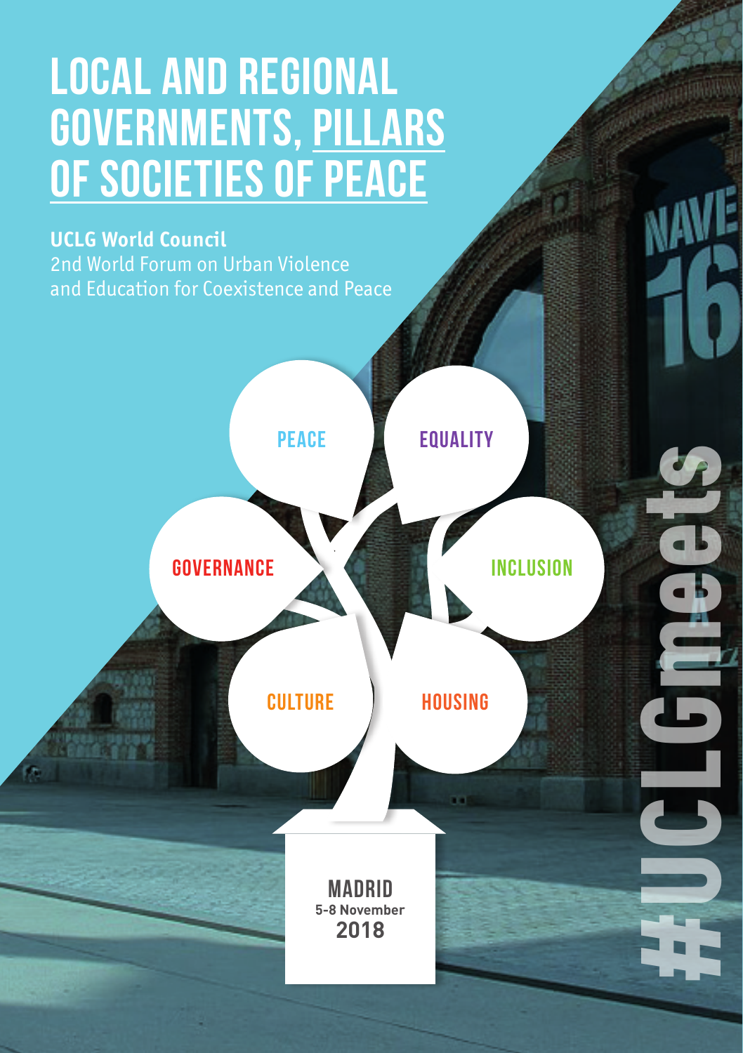# LOCAL AND REGIONAL GOVERNMENTS, PILLARS OF SOCIETIES OF PEACE

**UCLG World Council**
2nd World Forum on Urban Violence and Education for Coexistence and Peace

PEACE

EQUALITY

GOVERNANCE

INCLUSION

CULTURE

HOUSING

**MADRID**
**5-8 November**
**2018**

#UCLGmeets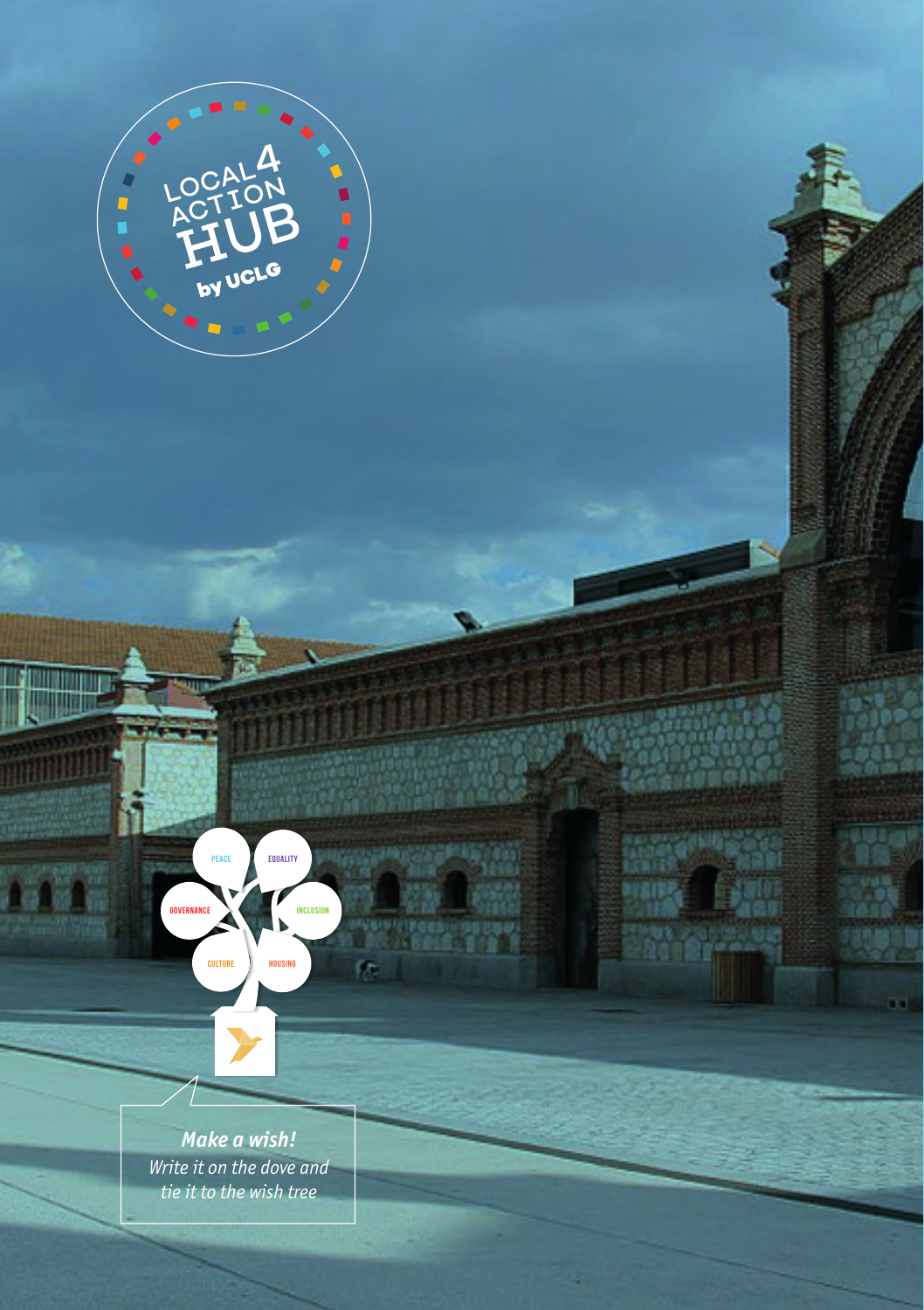LOCAL 4 ACTION HUB

by UCLG

PEACE

EQUALITY

GOVERNANCE

INCLUSION

CULTURE

HOUSING

***Make a wish!***

*Write it on the dove and tie it to the wish tree*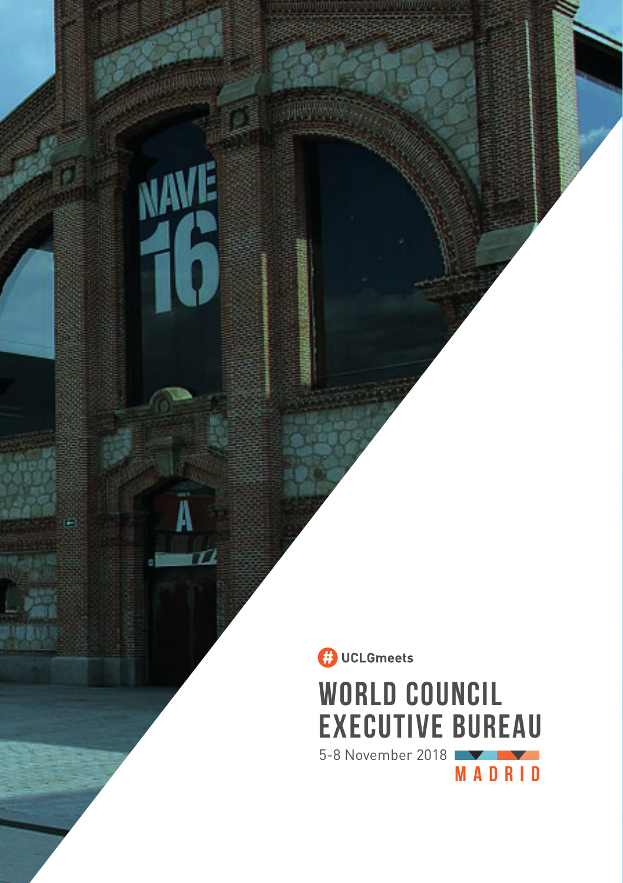UCLGmeets

# WORLD COUNCIL EXECUTIVE BUREAU

5-8 November 2018

MADRID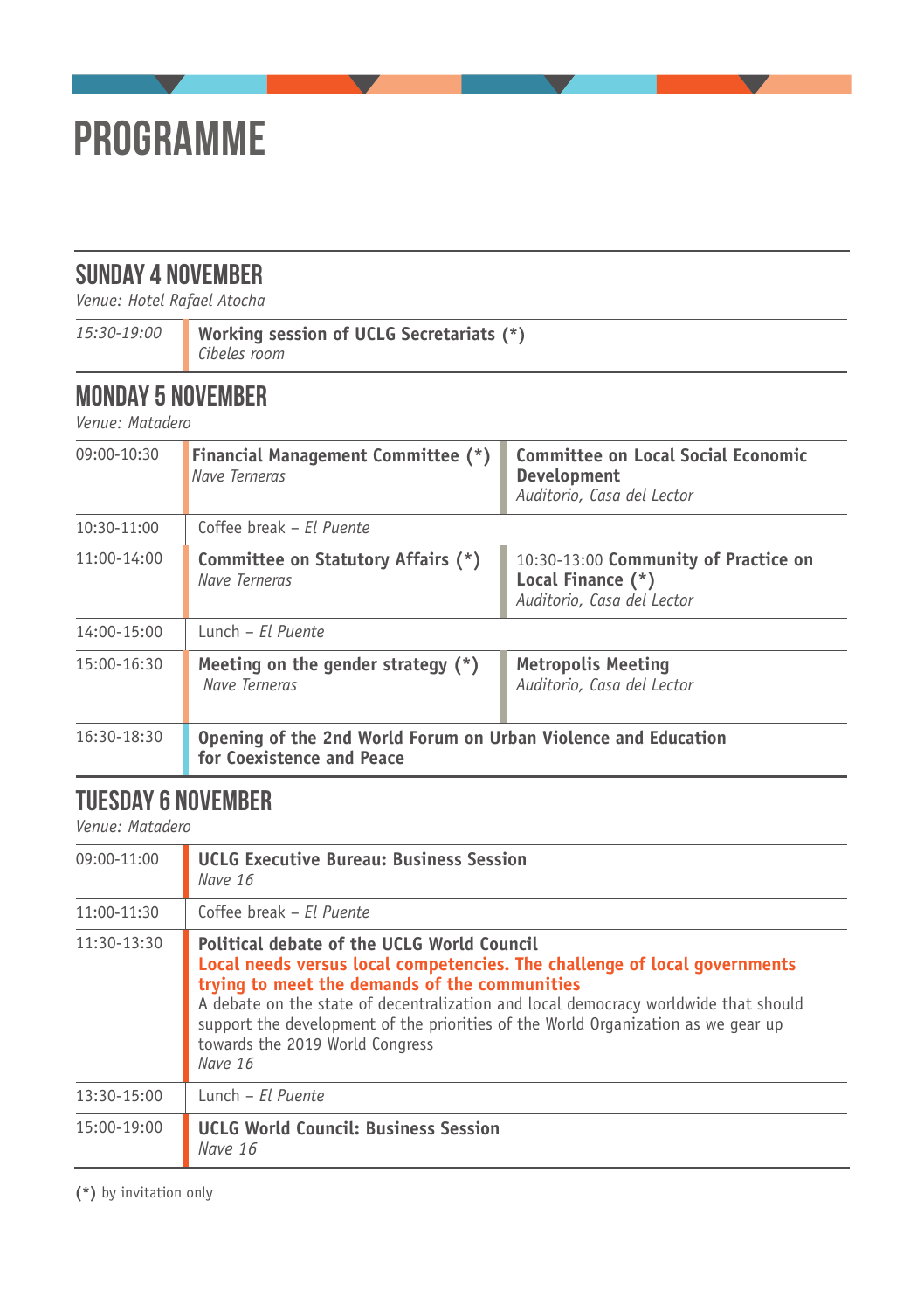# PROGRAMME

## SUNDAY 4 NOVEMBER

*Venue: Hotel Rafael Atocha*

| | |
|---|---|
| *15:30-19:00* | **Working session of UCLG Secretariats (*)**<br>*Cibeles room* |

## MONDAY 5 NOVEMBER

*Venue: Matadero*

| | | |
|---|---|---|
| 09:00-10:30 | **Financial Management Committee (*)**<br>*Nave Terneras* | **Committee on Local Social Economic Development**<br>*Auditorio, Casa del Lector* |
| 10:30-11:00 | Coffee break – *El Puente* | |
| 11:00-14:00 | **Committee on Statutory Affairs (*)**<br>*Nave Terneras* | 10:30-13:00 **Community of Practice on Local Finance (*)**<br>*Auditorio, Casa del Lector* |
| 14:00-15:00 | Lunch – *El Puente* | |
| 15:00-16:30 | **Meeting on the gender strategy (*)**<br>*Nave Terneras* | **Metropolis Meeting**<br>*Auditorio, Casa del Lector* |
| 16:30-18:30 | **Opening of the 2nd World Forum on Urban Violence and Education for Coexistence and Peace** | |

## TUESDAY 6 NOVEMBER

*Venue: Matadero*

| | |
|---|---|
| 09:00-11:00 | **UCLG Executive Bureau: Business Session**<br>*Nave 16* |
| 11:00-11:30 | Coffee break – *El Puente* |
| 11:30-13:30 | **Political debate of the UCLG World Council**<br>**Local needs versus local competencies. The challenge of local governments trying to meet the demands of the communities**<br>A debate on the state of decentralization and local democracy worldwide that should support the development of the priorities of the World Organization as we gear up towards the 2019 World Congress<br>*Nave 16* |
| 13:30-15:00 | Lunch – *El Puente* |
| 15:00-19:00 | **UCLG World Council: Business Session**<br>*Nave 16* |

**(*)** by invitation only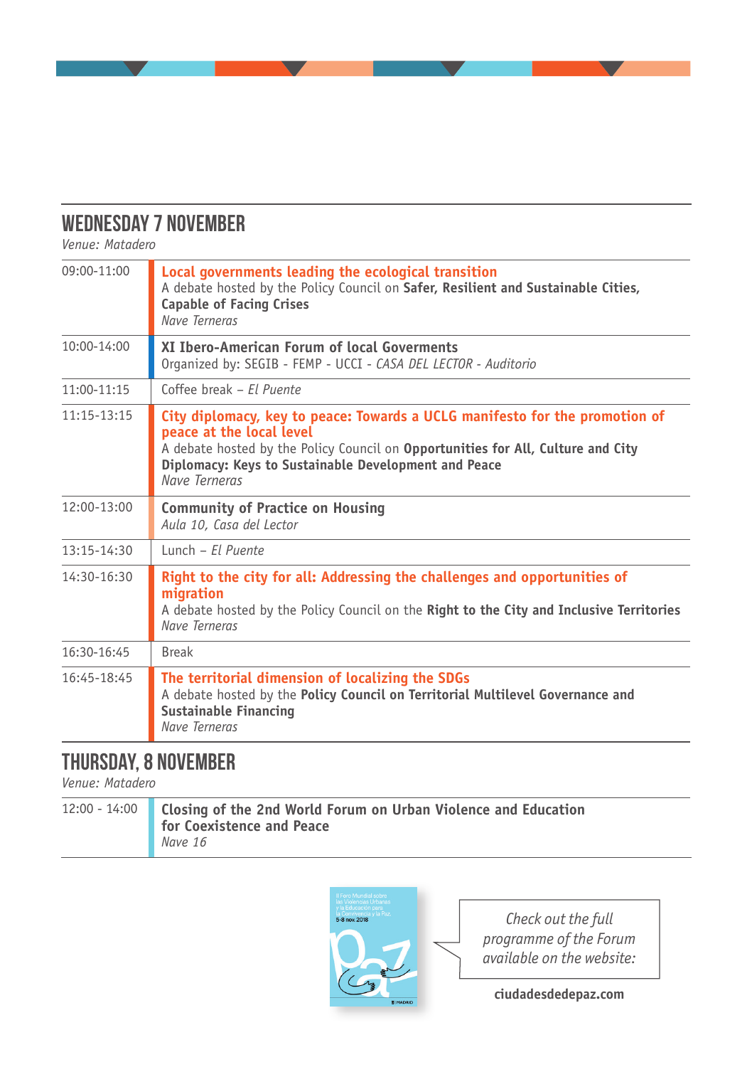## WEDNESDAY 7 NOVEMBER

*Venue: Matadero*

| | |
|---|---|
| 09:00-11:00 | **Local governments leading the ecological transition**<br>A debate hosted by the Policy Council on **Safer, Resilient and Sustainable Cities, Capable of Facing Crises**<br>*Nave Terneras* |
| 10:00-14:00 | **XI Ibero-American Forum of local Goverments**<br>Organized by: SEGIB - FEMP - UCCI - *CASA DEL LECTOR - Auditorio* |
| 11:00-11:15 | Coffee break – *El Puente* |
| 11:15-13:15 | **City diplomacy, key to peace: Towards a UCLG manifesto for the promotion of peace at the local level**<br>A debate hosted by the Policy Council on **Opportunities for All, Culture and City Diplomacy: Keys to Sustainable Development and Peace**<br>*Nave Terneras* |
| 12:00-13:00 | **Community of Practice on Housing**<br>*Aula 10, Casa del Lector* |
| 13:15-14:30 | Lunch – *El Puente* |
| 14:30-16:30 | **Right to the city for all: Addressing the challenges and opportunities of migration**<br>A debate hosted by the Policy Council on the **Right to the City and Inclusive Territories**<br>*Nave Terneras* |
| 16:30-16:45 | Break |
| 16:45-18:45 | **The territorial dimension of localizing the SDGs**<br>A debate hosted by the **Policy Council on Territorial Multilevel Governance and Sustainable Financing**<br>*Nave Terneras* |

## THURSDAY, 8 NOVEMBER

*Venue: Matadero*

| | |
|---|---|
| 12:00 - 14:00 | **Closing of the 2nd World Forum on Urban Violence and Education for Coexistence and Peace**<br>*Nave 16* |

*Check out the full programme of the Forum available on the website:*

**ciudadesdedepaz.com**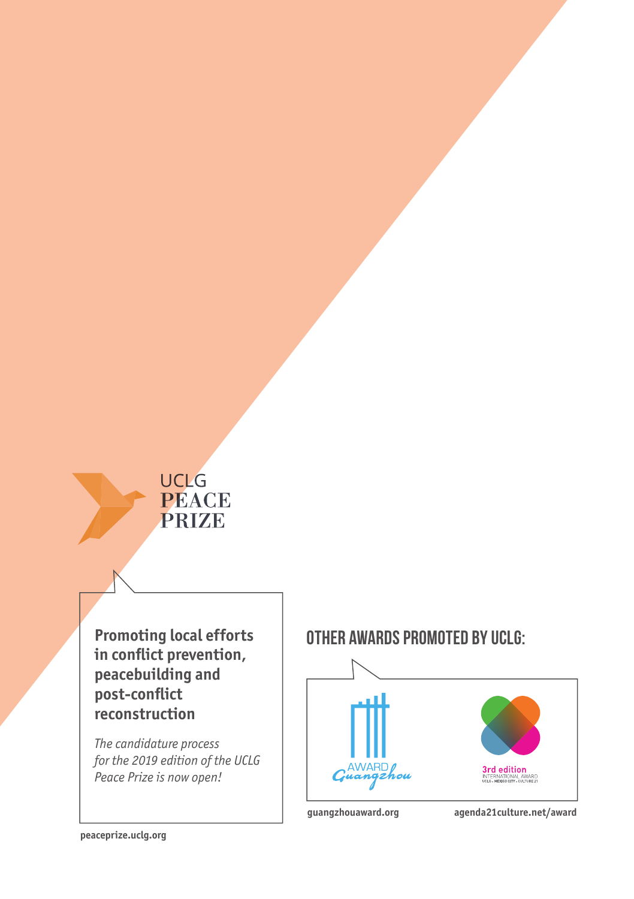UCLG
PEACE
PRIZE

**Promoting local efforts in conflict prevention, peacebuilding and post-conflict reconstruction**

*The candidature process for the 2019 edition of the UCLG Peace Prize is now open!*

peaceprize.uclg.org

## OTHER AWARDS PROMOTED BY UCLG:

AWARD Guangzhou

3rd edition
INTERNATIONAL AWARD
UCLG - MEXICO CITY - CULTURE 21

guangzhouaward.org

agenda21culture.net/award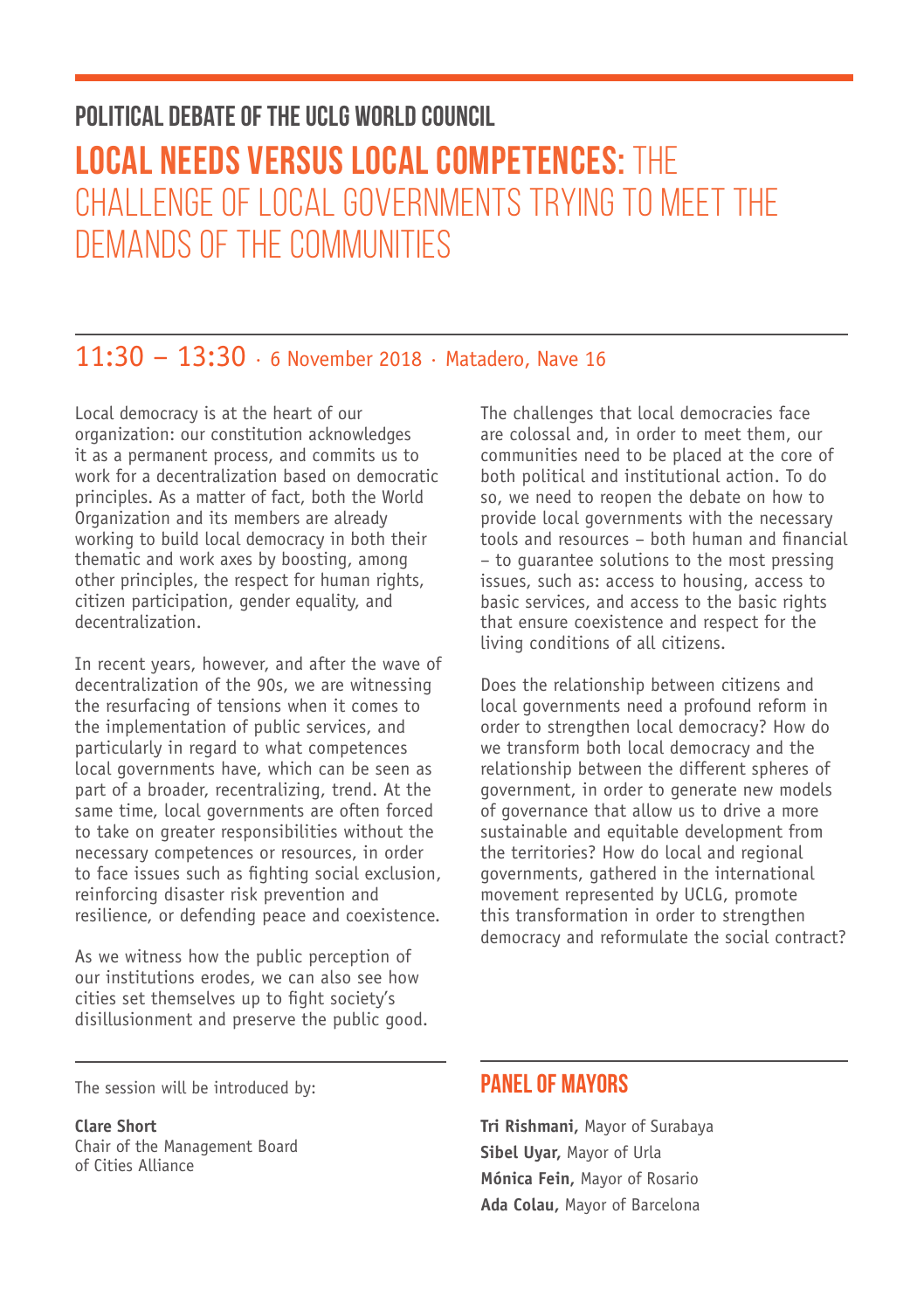## POLITICAL DEBATE OF THE UCLG WORLD COUNCIL

# LOCAL NEEDS VERSUS LOCAL COMPETENCES: THE CHALLENGE OF LOCAL GOVERNMENTS TRYING TO MEET THE DEMANDS OF THE COMMUNITIES

## 11:30 – 13:30 · 6 November 2018 · Matadero, Nave 16

Local democracy is at the heart of our organization: our constitution acknowledges it as a permanent process, and commits us to work for a decentralization based on democratic principles. As a matter of fact, both the World Organization and its members are already working to build local democracy in both their thematic and work axes by boosting, among other principles, the respect for human rights, citizen participation, gender equality, and decentralization.

In recent years, however, and after the wave of decentralization of the 90s, we are witnessing the resurfacing of tensions when it comes to the implementation of public services, and particularly in regard to what competences local governments have, which can be seen as part of a broader, recentralizing, trend. At the same time, local governments are often forced to take on greater responsibilities without the necessary competences or resources, in order to face issues such as fighting social exclusion, reinforcing disaster risk prevention and resilience, or defending peace and coexistence.

As we witness how the public perception of our institutions erodes, we can also see how cities set themselves up to fight society's disillusionment and preserve the public good.

The challenges that local democracies face are colossal and, in order to meet them, our communities need to be placed at the core of both political and institutional action. To do so, we need to reopen the debate on how to provide local governments with the necessary tools and resources – both human and financial – to guarantee solutions to the most pressing issues, such as: access to housing, access to basic services, and access to the basic rights that ensure coexistence and respect for the living conditions of all citizens.

Does the relationship between citizens and local governments need a profound reform in order to strengthen local democracy? How do we transform both local democracy and the relationship between the different spheres of government, in order to generate new models of governance that allow us to drive a more sustainable and equitable development from the territories? How do local and regional governments, gathered in the international movement represented by UCLG, promote this transformation in order to strengthen democracy and reformulate the social contract?

The session will be introduced by:

**Clare Short**
Chair of the Management Board of Cities Alliance

### PANEL OF MAYORS

**Tri Rishmani,** Mayor of Surabaya
**Sibel Uyar,** Mayor of Urla
**Mónica Fein,** Mayor of Rosario
**Ada Colau,** Mayor of Barcelona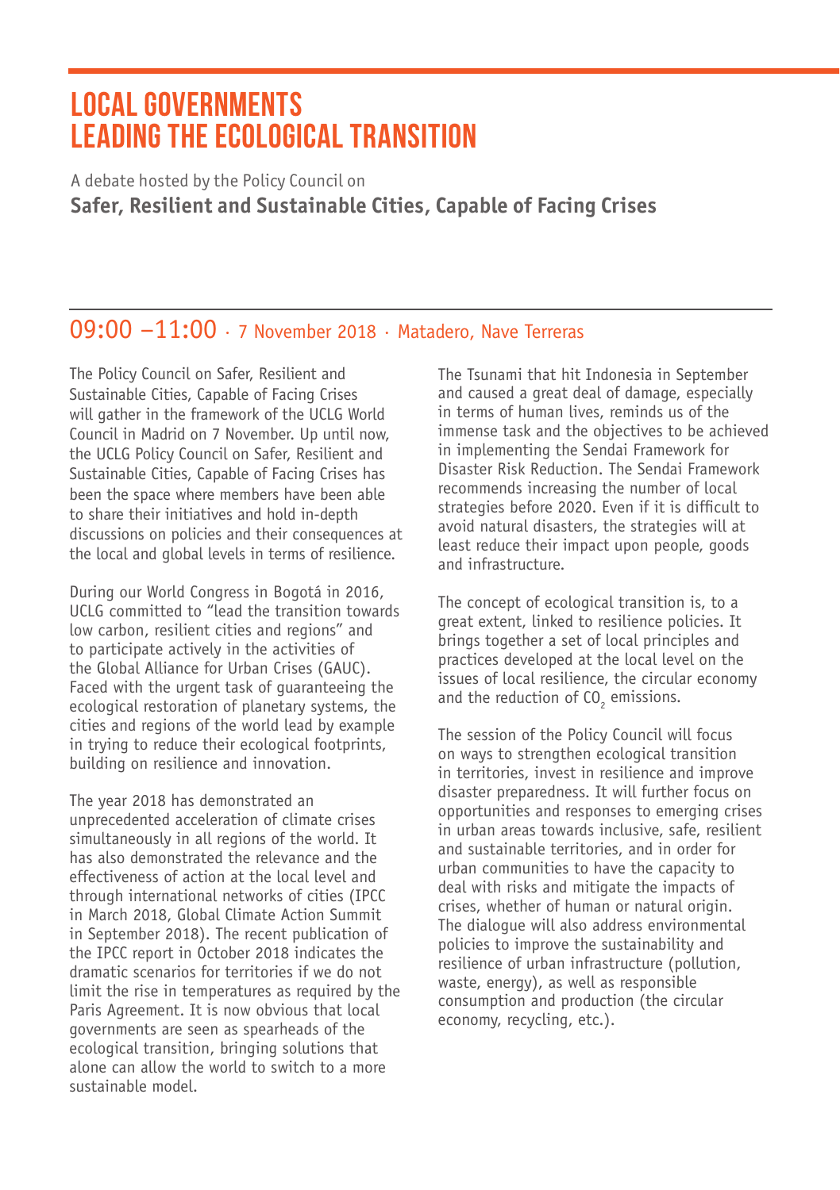# LOCAL GOVERNMENTS LEADING THE ECOLOGICAL TRANSITION

A debate hosted by the Policy Council on

**Safer, Resilient and Sustainable Cities, Capable of Facing Crises**

## 09:00 –11:00 · 7 November 2018 · Matadero, Nave Terreras

The Policy Council on Safer, Resilient and Sustainable Cities, Capable of Facing Crises will gather in the framework of the UCLG World Council in Madrid on 7 November. Up until now, the UCLG Policy Council on Safer, Resilient and Sustainable Cities, Capable of Facing Crises has been the space where members have been able to share their initiatives and hold in-depth discussions on policies and their consequences at the local and global levels in terms of resilience.

During our World Congress in Bogotá in 2016, UCLG committed to "lead the transition towards low carbon, resilient cities and regions" and to participate actively in the activities of the Global Alliance for Urban Crises (GAUC). Faced with the urgent task of guaranteeing the ecological restoration of planetary systems, the cities and regions of the world lead by example in trying to reduce their ecological footprints, building on resilience and innovation.

The year 2018 has demonstrated an unprecedented acceleration of climate crises simultaneously in all regions of the world. It has also demonstrated the relevance and the effectiveness of action at the local level and through international networks of cities (IPCC in March 2018, Global Climate Action Summit in September 2018). The recent publication of the IPCC report in October 2018 indicates the dramatic scenarios for territories if we do not limit the rise in temperatures as required by the Paris Agreement. It is now obvious that local governments are seen as spearheads of the ecological transition, bringing solutions that alone can allow the world to switch to a more sustainable model.

The Tsunami that hit Indonesia in September and caused a great deal of damage, especially in terms of human lives, reminds us of the immense task and the objectives to be achieved in implementing the Sendai Framework for Disaster Risk Reduction. The Sendai Framework recommends increasing the number of local strategies before 2020. Even if it is difficult to avoid natural disasters, the strategies will at least reduce their impact upon people, goods and infrastructure.

The concept of ecological transition is, to a great extent, linked to resilience policies. It brings together a set of local principles and practices developed at the local level on the issues of local resilience, the circular economy and the reduction of $CO_2$ emissions.

The session of the Policy Council will focus on ways to strengthen ecological transition in territories, invest in resilience and improve disaster preparedness. It will further focus on opportunities and responses to emerging crises in urban areas towards inclusive, safe, resilient and sustainable territories, and in order for urban communities to have the capacity to deal with risks and mitigate the impacts of crises, whether of human or natural origin. The dialogue will also address environmental policies to improve the sustainability and resilience of urban infrastructure (pollution, waste, energy), as well as responsible consumption and production (the circular economy, recycling, etc.).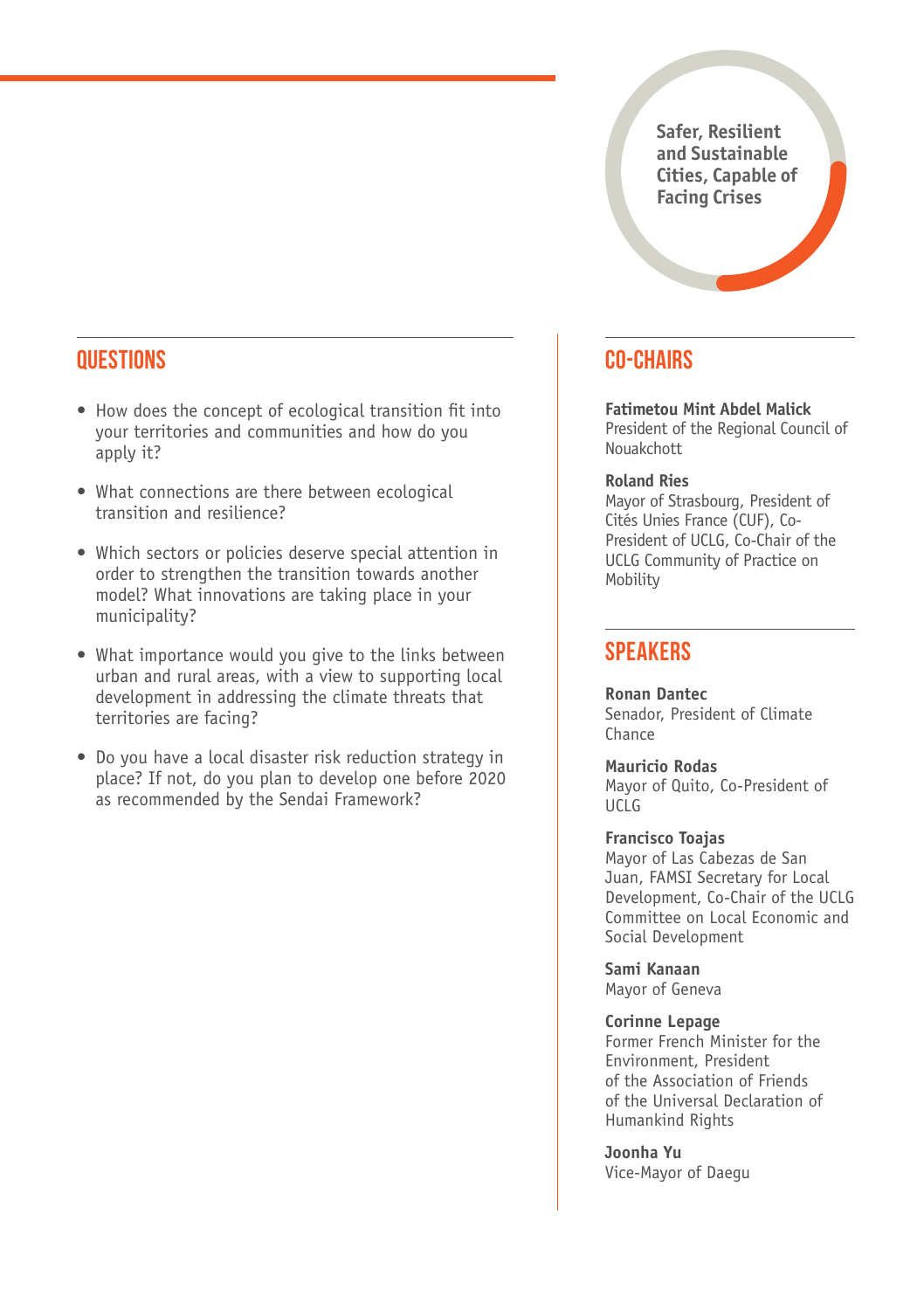Safer, Resilient and Sustainable Cities, Capable of Facing Crises

## QUESTIONS

- How does the concept of ecological transition fit into your territories and communities and how do you apply it?
- What connections are there between ecological transition and resilience?
- Which sectors or policies deserve special attention in order to strengthen the transition towards another model? What innovations are taking place in your municipality?
- What importance would you give to the links between urban and rural areas, with a view to supporting local development in addressing the climate threats that territories are facing?
- Do you have a local disaster risk reduction strategy in place? If not, do you plan to develop one before 2020 as recommended by the Sendai Framework?

## CO-CHAIRS

**Fatimetou Mint Abdel Malick**
President of the Regional Council of Nouakchott

**Roland Ries**
Mayor of Strasbourg, President of Cités Unies France (CUF), Co-President of UCLG, Co-Chair of the UCLG Community of Practice on Mobility

## SPEAKERS

**Ronan Dantec**
Senador, President of Climate Chance

**Mauricio Rodas**
Mayor of Quito, Co-President of UCLG

**Francisco Toajas**
Mayor of Las Cabezas de San Juan, FAMSI Secretary for Local Development, Co-Chair of the UCLG Committee on Local Economic and Social Development

**Sami Kanaan**
Mayor of Geneva

**Corinne Lepage**
Former French Minister for the Environment, President of the Association of Friends of the Universal Declaration of Humankind Rights

**Joonha Yu**
Vice-Mayor of Daegu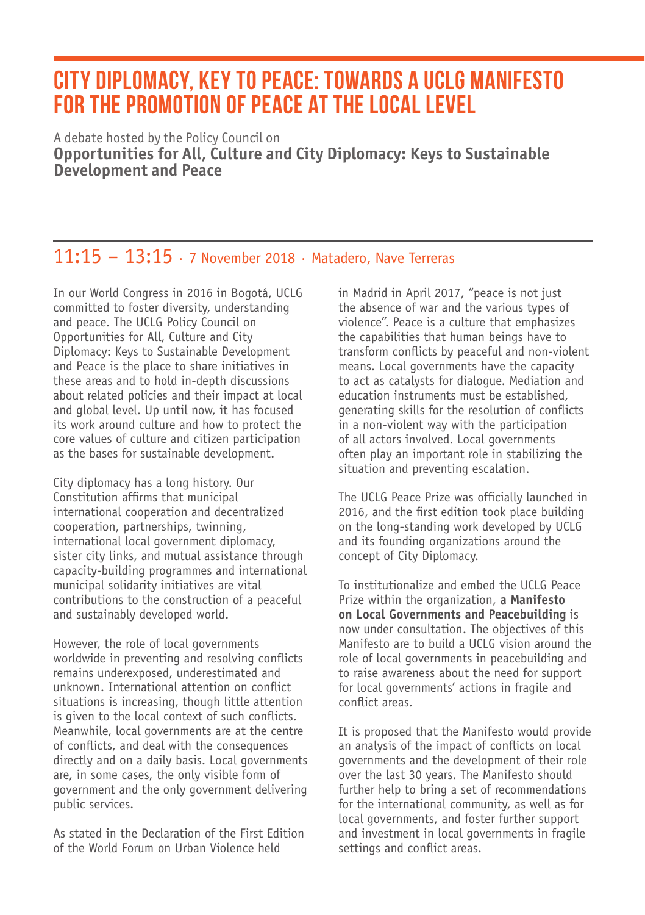# CITY DIPLOMACY, KEY TO PEACE: TOWARDS A UCLG MANIFESTO FOR THE PROMOTION OF PEACE AT THE LOCAL LEVEL

A debate hosted by the Policy Council on

**Opportunities for All, Culture and City Diplomacy: Keys to Sustainable Development and Peace**

## 11:15 – 13:15 · 7 November 2018 · Matadero, Nave Terreras

In our World Congress in 2016 in Bogotá, UCLG committed to foster diversity, understanding and peace. The UCLG Policy Council on Opportunities for All, Culture and City Diplomacy: Keys to Sustainable Development and Peace is the place to share initiatives in these areas and to hold in-depth discussions about related policies and their impact at local and global level. Up until now, it has focused its work around culture and how to protect the core values of culture and citizen participation as the bases for sustainable development.

City diplomacy has a long history. Our Constitution affirms that municipal international cooperation and decentralized cooperation, partnerships, twinning, international local government diplomacy, sister city links, and mutual assistance through capacity-building programmes and international municipal solidarity initiatives are vital contributions to the construction of a peaceful and sustainably developed world.

However, the role of local governments worldwide in preventing and resolving conflicts remains underexposed, underestimated and unknown. International attention on conflict situations is increasing, though little attention is given to the local context of such conflicts. Meanwhile, local governments are at the centre of conflicts, and deal with the consequences directly and on a daily basis. Local governments are, in some cases, the only visible form of government and the only government delivering public services.

As stated in the Declaration of the First Edition of the World Forum on Urban Violence held in Madrid in April 2017, “peace is not just the absence of war and the various types of violence”. Peace is a culture that emphasizes the capabilities that human beings have to transform conflicts by peaceful and non-violent means. Local governments have the capacity to act as catalysts for dialogue. Mediation and education instruments must be established, generating skills for the resolution of conflicts in a non-violent way with the participation of all actors involved. Local governments often play an important role in stabilizing the situation and preventing escalation.

The UCLG Peace Prize was officially launched in 2016, and the first edition took place building on the long-standing work developed by UCLG and its founding organizations around the concept of City Diplomacy.

To institutionalize and embed the UCLG Peace Prize within the organization, **a Manifesto on Local Governments and Peacebuilding** is now under consultation. The objectives of this Manifesto are to build a UCLG vision around the role of local governments in peacebuilding and to raise awareness about the need for support for local governments' actions in fragile and conflict areas.

It is proposed that the Manifesto would provide an analysis of the impact of conflicts on local governments and the development of their role over the last 30 years. The Manifesto should further help to bring a set of recommendations for the international community, as well as for local governments, and foster further support and investment in local governments in fragile settings and conflict areas.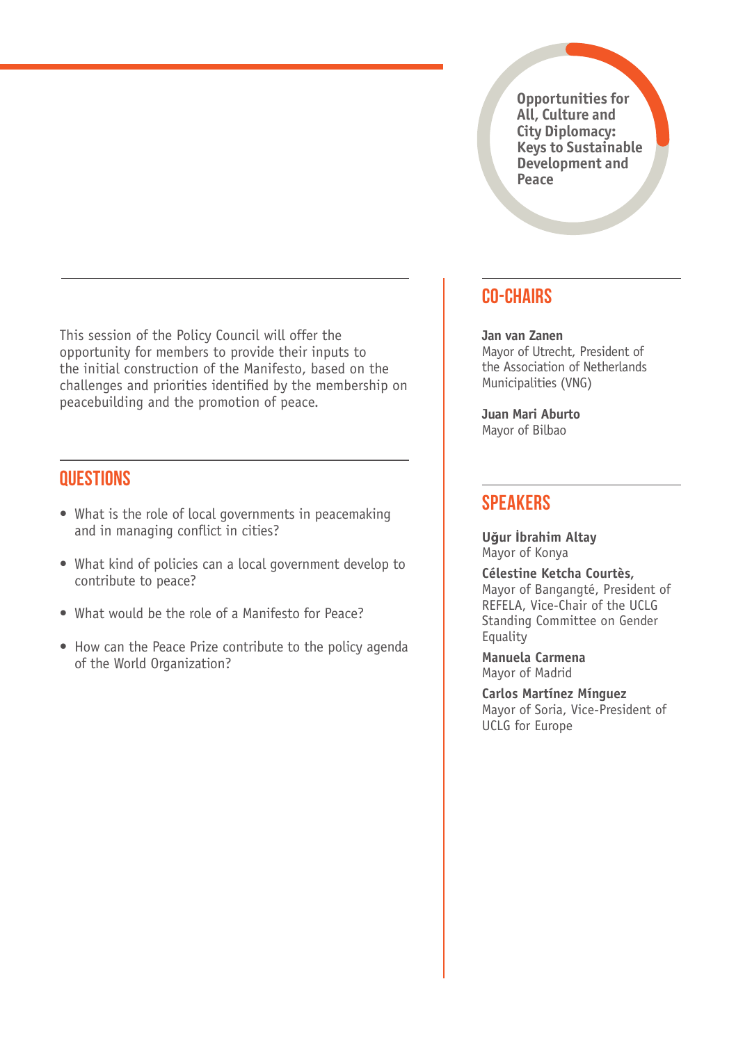Opportunities for All, Culture and City Diplomacy: Keys to Sustainable Development and Peace

This session of the Policy Council will offer the opportunity for members to provide their inputs to the initial construction of the Manifesto, based on the challenges and priorities identified by the membership on peacebuilding and the promotion of peace.

## QUESTIONS

- What is the role of local governments in peacemaking and in managing conflict in cities?
- What kind of policies can a local government develop to contribute to peace?
- What would be the role of a Manifesto for Peace?
- How can the Peace Prize contribute to the policy agenda of the World Organization?

## CO-CHAIRS

**Jan van Zanen**
Mayor of Utrecht, President of the Association of Netherlands Municipalities (VNG)

**Juan Mari Aburto**
Mayor of Bilbao

## SPEAKERS

**Uğur İbrahim Altay**
Mayor of Konya

**Célestine Ketcha Courtès,**
Mayor of Bangangté, President of REFELA, Vice-Chair of the UCLG Standing Committee on Gender Equality

**Manuela Carmena**
Mayor of Madrid

**Carlos Martínez Mínguez**
Mayor of Soria, Vice-President of UCLG for Europe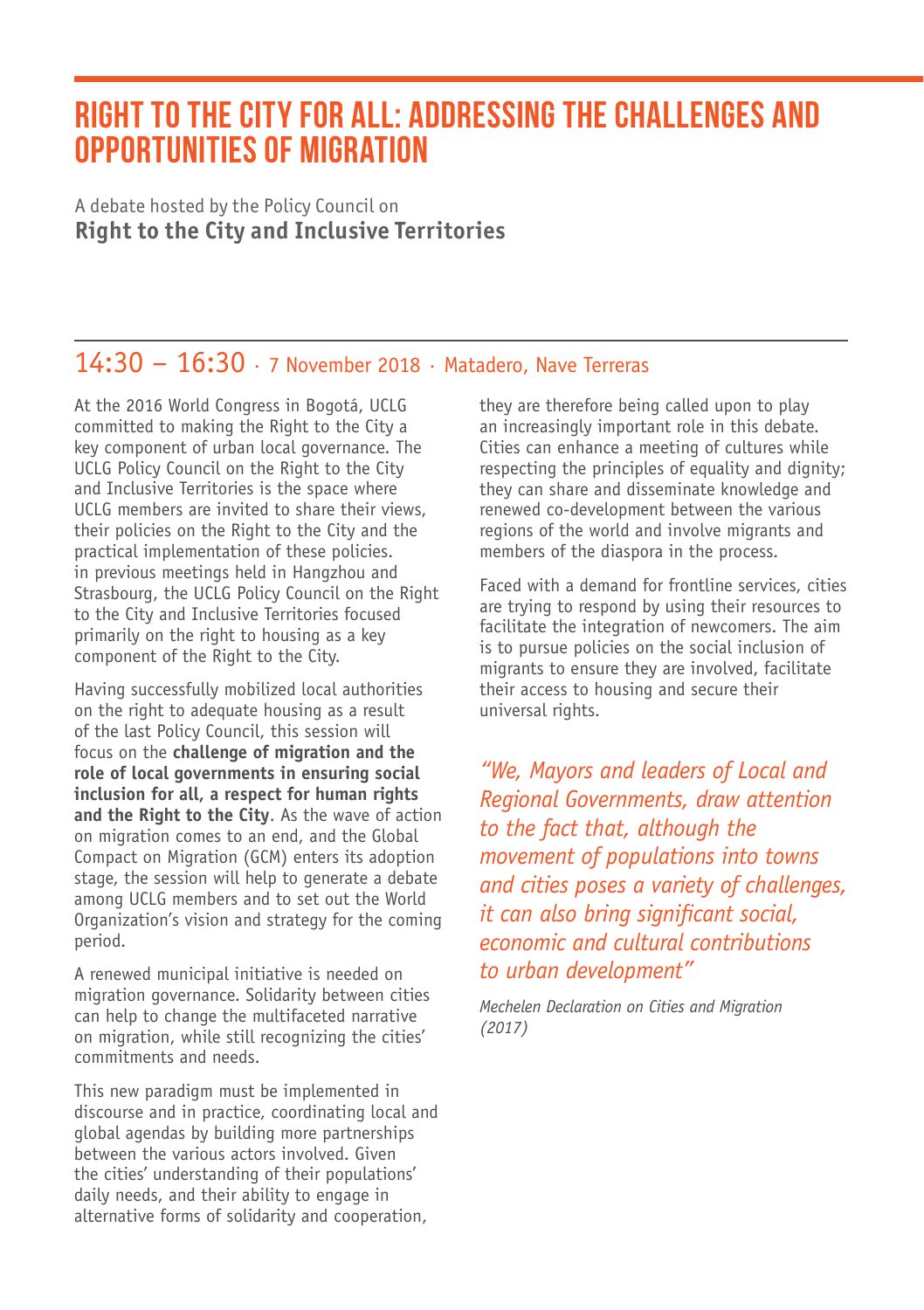# RIGHT TO THE CITY FOR ALL: ADDRESSING THE CHALLENGES AND OPPORTUNITIES OF MIGRATION

A debate hosted by the Policy Council on
**Right to the City and Inclusive Territories**

## 14:30 – 16:30 · 7 November 2018 · Matadero, Nave Terreras

At the 2016 World Congress in Bogotá, UCLG committed to making the Right to the City a key component of urban local governance. The UCLG Policy Council on the Right to the City and Inclusive Territories is the space where UCLG members are invited to share their views, their policies on the Right to the City and the practical implementation of these policies. in previous meetings held in Hangzhou and Strasbourg, the UCLG Policy Council on the Right to the City and Inclusive Territories focused primarily on the right to housing as a key component of the Right to the City.

Having successfully mobilized local authorities on the right to adequate housing as a result of the last Policy Council, this session will focus on the **challenge of migration and the role of local governments in ensuring social inclusion for all, a respect for human rights and the Right to the City**. As the wave of action on migration comes to an end, and the Global Compact on Migration (GCM) enters its adoption stage, the session will help to generate a debate among UCLG members and to set out the World Organization's vision and strategy for the coming period.

A renewed municipal initiative is needed on migration governance. Solidarity between cities can help to change the multifaceted narrative on migration, while still recognizing the cities' commitments and needs.

This new paradigm must be implemented in discourse and in practice, coordinating local and global agendas by building more partnerships between the various actors involved. Given the cities' understanding of their populations' daily needs, and their ability to engage in alternative forms of solidarity and cooperation, they are therefore being called upon to play an increasingly important role in this debate. Cities can enhance a meeting of cultures while respecting the principles of equality and dignity; they can share and disseminate knowledge and renewed co-development between the various regions of the world and involve migrants and members of the diaspora in the process.

Faced with a demand for frontline services, cities are trying to respond by using their resources to facilitate the integration of newcomers. The aim is to pursue policies on the social inclusion of migrants to ensure they are involved, facilitate their access to housing and secure their universal rights.

*"We, Mayors and leaders of Local and Regional Governments, draw attention to the fact that, although the movement of populations into towns and cities poses a variety of challenges, it can also bring significant social, economic and cultural contributions to urban development"*

*Mechelen Declaration on Cities and Migration (2017)*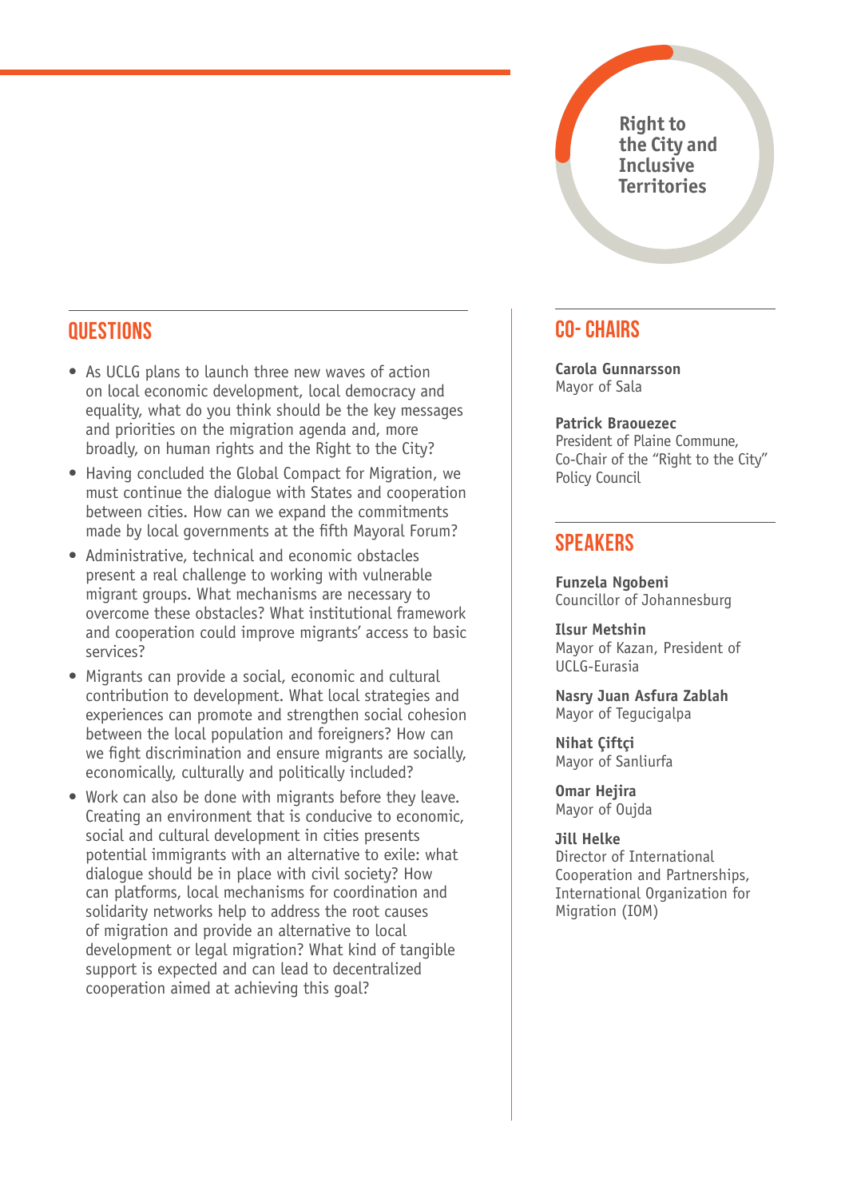Right to the City and Inclusive Territories

## QUESTIONS

- As UCLG plans to launch three new waves of action on local economic development, local democracy and equality, what do you think should be the key messages and priorities on the migration agenda and, more broadly, on human rights and the Right to the City?
- Having concluded the Global Compact for Migration, we must continue the dialogue with States and cooperation between cities. How can we expand the commitments made by local governments at the fifth Mayoral Forum?
- Administrative, technical and economic obstacles present a real challenge to working with vulnerable migrant groups. What mechanisms are necessary to overcome these obstacles? What institutional framework and cooperation could improve migrants' access to basic services?
- Migrants can provide a social, economic and cultural contribution to development. What local strategies and experiences can promote and strengthen social cohesion between the local population and foreigners? How can we fight discrimination and ensure migrants are socially, economically, culturally and politically included?
- Work can also be done with migrants before they leave. Creating an environment that is conducive to economic, social and cultural development in cities presents potential immigrants with an alternative to exile: what dialogue should be in place with civil society? How can platforms, local mechanisms for coordination and solidarity networks help to address the root causes of migration and provide an alternative to local development or legal migration? What kind of tangible support is expected and can lead to decentralized cooperation aimed at achieving this goal?

## CO- CHAIRS

**Carola Gunnarsson**
Mayor of Sala

**Patrick Braouezec**
President of Plaine Commune, Co-Chair of the "Right to the City" Policy Council

## SPEAKERS

**Funzela Ngobeni**
Councillor of Johannesburg

**Ilsur Metshin**
Mayor of Kazan, President of UCLG-Eurasia

**Nasry Juan Asfura Zablah**
Mayor of Tegucigalpa

**Nihat Çiftçi**
Mayor of Sanliurfa

**Omar Hejira**
Mayor of Oujda

**Jill Helke**
Director of International Cooperation and Partnerships, International Organization for Migration (IOM)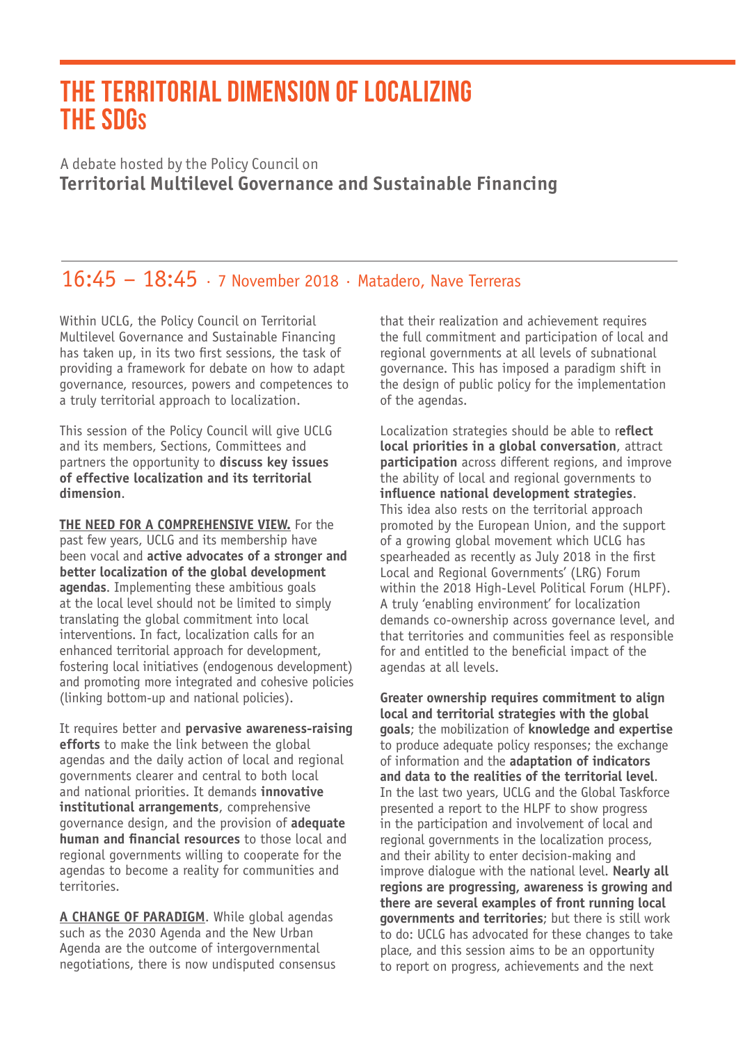# THE TERRITORIAL DIMENSION OF LOCALIZING THE SDGs

A debate hosted by the Policy Council on

**Territorial Multilevel Governance and Sustainable Financing**

## 16:45 – 18:45 · 7 November 2018 · Matadero, Nave Terreras

Within UCLG, the Policy Council on Territorial Multilevel Governance and Sustainable Financing has taken up, in its two first sessions, the task of providing a framework for debate on how to adapt governance, resources, powers and competences to a truly territorial approach to localization.

This session of the Policy Council will give UCLG and its members, Sections, Committees and partners the opportunity to **discuss key issues of effective localization and its territorial dimension**.

**THE NEED FOR A COMPREHENSIVE VIEW.** For the past few years, UCLG and its membership have been vocal and **active advocates of a stronger and better localization of the global development agendas**. Implementing these ambitious goals at the local level should not be limited to simply translating the global commitment into local interventions. In fact, localization calls for an enhanced territorial approach for development, fostering local initiatives (endogenous development) and promoting more integrated and cohesive policies (linking bottom-up and national policies).

It requires better and **pervasive awareness-raising efforts** to make the link between the global agendas and the daily action of local and regional governments clearer and central to both local and national priorities. It demands **innovative institutional arrangements**, comprehensive governance design, and the provision of **adequate human and financial resources** to those local and regional governments willing to cooperate for the agendas to become a reality for communities and territories.

**A CHANGE OF PARADIGM**. While global agendas such as the 2030 Agenda and the New Urban Agenda are the outcome of intergovernmental negotiations, there is now undisputed consensus that their realization and achievement requires the full commitment and participation of local and regional governments at all levels of subnational governance. This has imposed a paradigm shift in the design of public policy for the implementation of the agendas.

Localization strategies should be able to r**eflect local priorities in a global conversation**, attract **participation** across different regions, and improve the ability of local and regional governments to **influence national development strategies**. This idea also rests on the territorial approach promoted by the European Union, and the support of a growing global movement which UCLG has spearheaded as recently as July 2018 in the first Local and Regional Governments' (LRG) Forum within the 2018 High-Level Political Forum (HLPF). A truly 'enabling environment' for localization demands co-ownership across governance level, and that territories and communities feel as responsible for and entitled to the beneficial impact of the agendas at all levels.

**Greater ownership requires commitment to align local and territorial strategies with the global goals**; the mobilization of **knowledge and expertise** to produce adequate policy responses; the exchange of information and the **adaptation of indicators and data to the realities of the territorial level**. In the last two years, UCLG and the Global Taskforce presented a report to the HLPF to show progress in the participation and involvement of local and regional governments in the localization process, and their ability to enter decision-making and improve dialogue with the national level. **Nearly all regions are progressing, awareness is growing and there are several examples of front running local governments and territories**; but there is still work to do: UCLG has advocated for these changes to take place, and this session aims to be an opportunity to report on progress, achievements and the next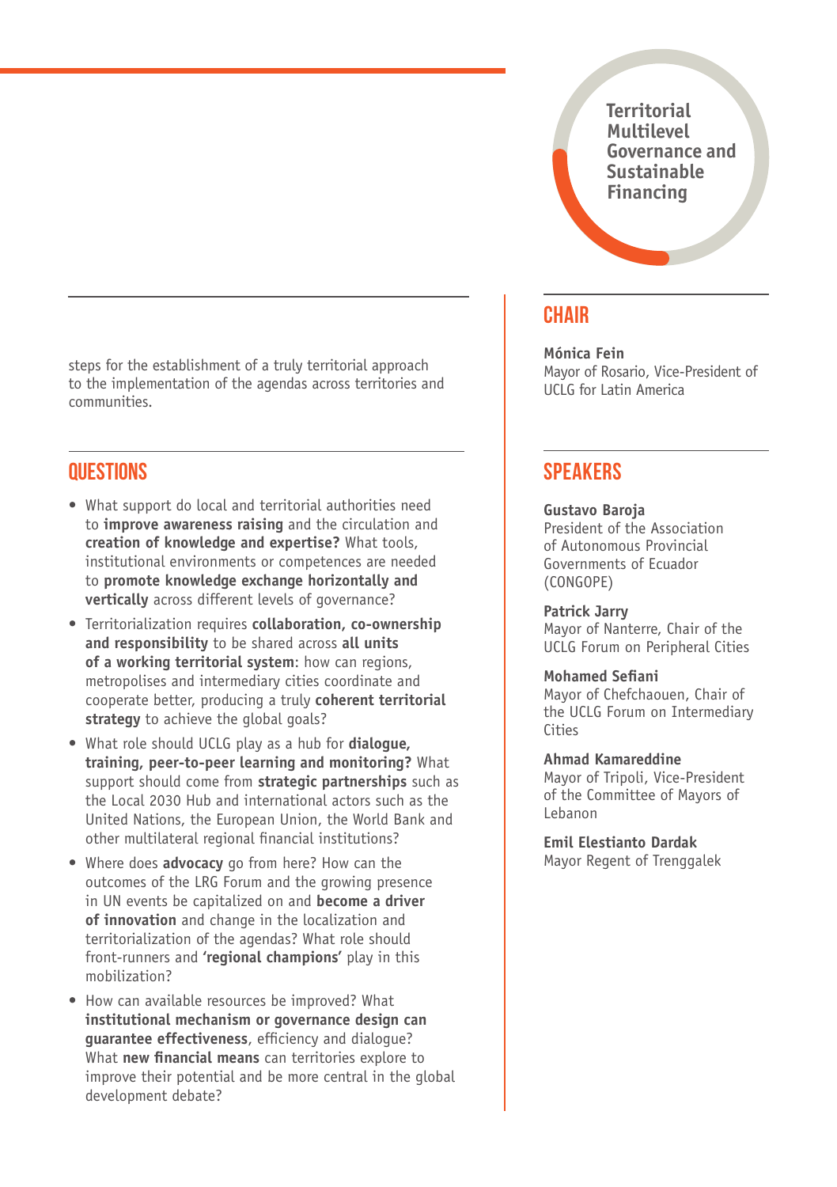steps for the establishment of a truly territorial approach to the implementation of the agendas across territories and communities.

## QUESTIONS

- What support do local and territorial authorities need to **improve awareness raising** and the circulation and **creation of knowledge and expertise?** What tools, institutional environments or competences are needed to **promote knowledge exchange horizontally and vertically** across different levels of governance?
- Territorialization requires **collaboration, co-ownership and responsibility** to be shared across **all units of a working territorial system**: how can regions, metropolises and intermediary cities coordinate and cooperate better, producing a truly **coherent territorial strategy** to achieve the global goals?
- What role should UCLG play as a hub for **dialogue, training, peer-to-peer learning and monitoring?** What support should come from **strategic partnerships** such as the Local 2030 Hub and international actors such as the United Nations, the European Union, the World Bank and other multilateral regional financial institutions?
- Where does **advocacy** go from here? How can the outcomes of the LRG Forum and the growing presence in UN events be capitalized on and **become a driver of innovation** and change in the localization and territorialization of the agendas? What role should front-runners and **'regional champions'** play in this mobilization?
- How can available resources be improved? What **institutional mechanism or governance design can guarantee effectiveness**, efficiency and dialogue? What **new financial means** can territories explore to improve their potential and be more central in the global development debate?

# Territorial Multilevel Governance and Sustainable Financing

## CHAIR

**Mónica Fein**
Mayor of Rosario, Vice-President of UCLG for Latin America

## SPEAKERS

**Gustavo Baroja**
President of the Association of Autonomous Provincial Governments of Ecuador (CONGOPE)

**Patrick Jarry**
Mayor of Nanterre, Chair of the UCLG Forum on Peripheral Cities

**Mohamed Sefiani**
Mayor of Chefchaouen, Chair of the UCLG Forum on Intermediary Cities

**Ahmad Kamareddine**
Mayor of Tripoli, Vice-President of the Committee of Mayors of Lebanon

**Emil Elestianto Dardak**
Mayor Regent of Trenggalek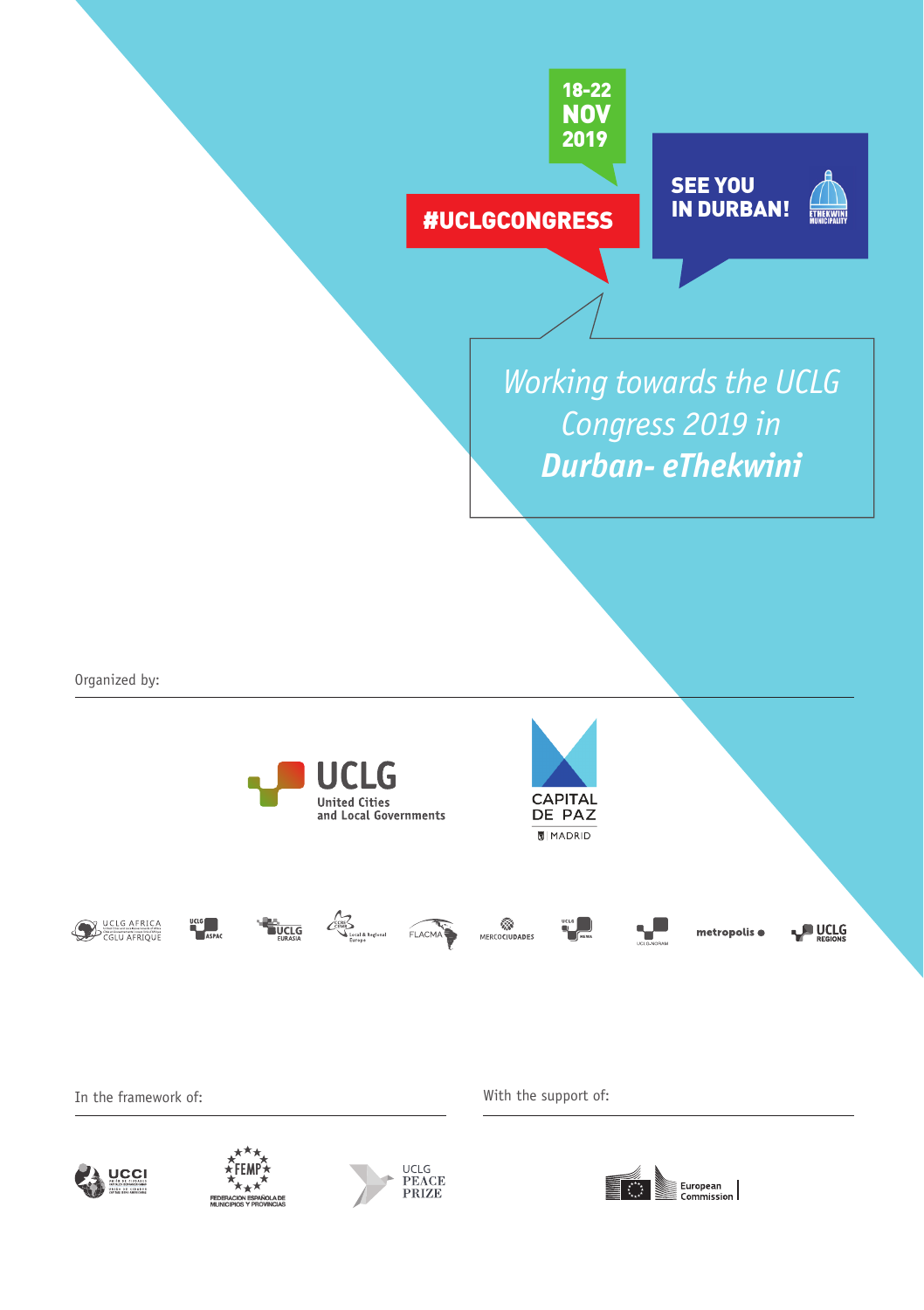18-22
NOV
2019

#UCLGCONGRESS

SEE YOU
IN DURBAN!

*Working towards the UCLG Congress 2019 in*
***Durban- eThekwini***

Organized by:

In the framework of:

With the support of: